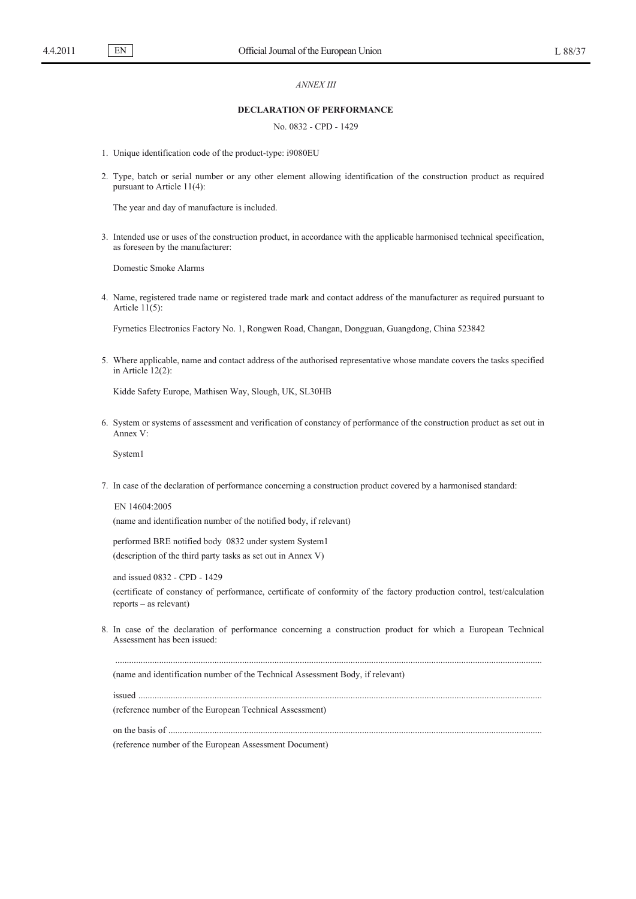*ANNEX III*

**DECLARATION OF PERFORMANCE**

No. 0832 - CPD - 1429

1. Unique identification code of the product-type: i9080EU

2. Type, batch or serial number or any other element allowing identification of the construction product as required pursuant to Article 11(4):

   The year and day of manufacture is included.

3. Intended use or uses of the construction product, in accordance with the applicable harmonised technical specification, as foreseen by the manufacturer:

   Domestic Smoke Alarms

4. Name, registered trade name or registered trade mark and contact address of the manufacturer as required pursuant to Article 11(5):

   Fyrnetics Electronics Factory No. 1, Rongwen Road, Changan, Dongguan, Guangdong, China 523842

5. Where applicable, name and contact address of the authorised representative whose mandate covers the tasks specified in Article 12(2):

   Kidde Safety Europe, Mathisen Way, Slough, UK, SL30HB

6. System or systems of assessment and verification of constancy of performance of the construction product as set out in Annex V:

   System1

7. In case of the declaration of performance concerning a construction product covered by a harmonised standard:

   EN 14604:2005

   (name and identification number of the notified body, if relevant)

   performed BRE notified body 0832 under system System1

   (description of the third party tasks as set out in Annex V)

   and issued 0832 - CPD - 1429

   (certificate of constancy of performance, certificate of conformity of the factory production control, test/calculation reports – as relevant)

8. In case of the declaration of performance concerning a construction product for which a European Technical Assessment has been issued:

   ..............................................................................................................................................................................

   (name and identification number of the Technical Assessment Body, if relevant)

   issued ..................................................................................................................................................................

   (reference number of the European Technical Assessment)

   on the basis of ....................................................................................................................................................

   (reference number of the European Assessment Document)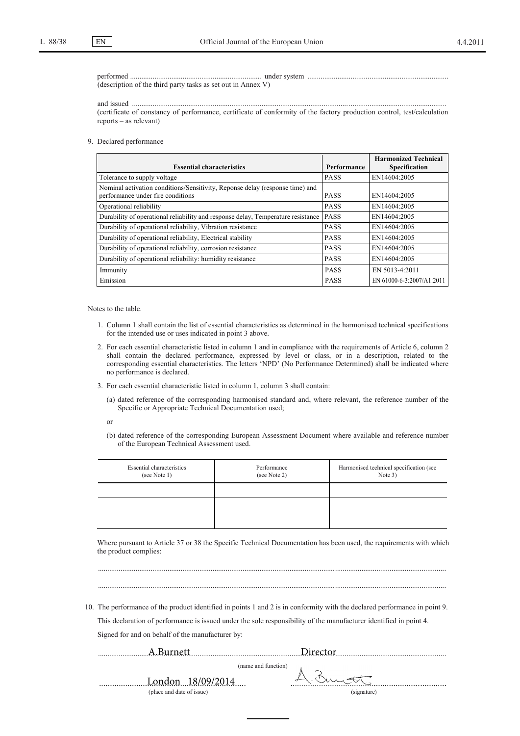performed ....................................................................... under system ...........................................................................
(description of the third party tasks as set out in Annex V)

and issued ....................................................................................................................................................................
(certificate of constancy of performance, certificate of conformity of the factory production control, test/calculation reports – as relevant)

9. Declared performance

| Essential characteristics | Performance | Harmonized Technical Specification |
|---|---|---|
| Tolerance to supply voltage | PASS | EN14604:2005 |
| Nominal activation conditions/Sensitivity, Reponse delay (response time) and performance under fire conditions | PASS | EN14604:2005 |
| Operational reliability | PASS | EN14604:2005 |
| Durability of operational reliability and response delay, Temperature resistance | PASS | EN14604:2005 |
| Durability of operational reliability, Vibration resistance | PASS | EN14604:2005 |
| Durability of operational reliability, Electrical stability | PASS | EN14604:2005 |
| Durability of operational reliability, corrosion resistance | PASS | EN14604:2005 |
| Durability of operational reliability: humidity resistance | PASS | EN14604:2005 |
| Immunity | PASS | EN 5013-4:2011 |
| Emission | PASS | EN 61000-6-3:2007/A1:2011 |

Notes to the table.

1. Column 1 shall contain the list of essential characteristics as determined in the harmonised technical specifications for the intended use or uses indicated in point 3 above.
2. For each essential characteristic listed in column 1 and in compliance with the requirements of Article 6, column 2 shall contain the declared performance, expressed by level or class, or in a description, related to the corresponding essential characteristics. The letters 'NPD' (No Performance Determined) shall be indicated where no performance is declared.
3. For each essential characteristic listed in column 1, column 3 shall contain:

   (a) dated reference of the corresponding harmonised standard and, where relevant, the reference number of the Specific or Appropriate Technical Documentation used;

   or

   (b) dated reference of the corresponding European Assessment Document where available and reference number of the European Technical Assessment used.

| Essential characteristics (see Note 1) | Performance (see Note 2) | Harmonised technical specification (see Note 3) |
|---|---|---|
| | | |
| | | |
| | | |

Where pursuant to Article 37 or 38 the Specific Technical Documentation has been used, the requirements with which the product complies:

....................................................................................................................................................................

....................................................................................................................................................................

10. The performance of the product identified in points 1 and 2 is in conformity with the declared performance in point 9.

This declaration of performance is issued under the sole responsibility of the manufacturer identified in point 4.

Signed for and on behalf of the manufacturer by:

A.Burnett Director
(name and function)

London 18/09/2014 A.Burnett
(place and date of issue) (signature)